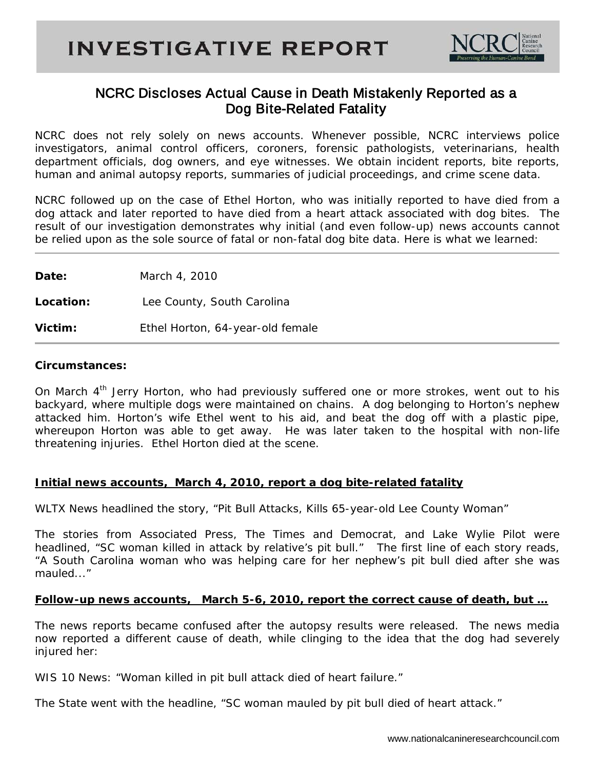# INVESTIGATIVE REPORT

## NCRC Discloses Actual Cause in Death Mistakenly Reported as a Dog Bite-Related Fatality

NCRC does not rely solely on news accounts. Whenever possible, NCRC interviews police investigators, animal control officers, coroners, forensic pathologists, veterinarians, health department officials, dog owners, and eye witnesses. We obtain incident reports, bite reports, human and animal autopsy reports, summaries of judicial proceedings, and crime scene data.

NCRC followed up on the case of Ethel Horton, who was initially reported to have died from a dog attack and later reported to have died from a heart attack associated with dog bites. The result of our investigation demonstrates why initial (and even follow-up) news accounts cannot be relied upon as the sole source of fatal or non-fatal dog bite data. Here is what we learned:

---

**Date:** March 4, 2010

**Location:** Lee County, South Carolina

**Victim:** Ethel Horton, 64-year-old female

---

**Circumstances:**

On March 4th Jerry Horton, who had previously suffered one or more strokes, went out to his backyard, where multiple dogs were maintained on chains. A dog belonging to Horton's nephew attacked him. Horton's wife Ethel went to his aid, and beat the dog off with a plastic pipe, whereupon Horton was able to get away. He was later taken to the hospital with non-life threatening injuries. Ethel Horton died at the scene.

**Initial news accounts, March 4, 2010, report a dog bite-related fatality**

WLTX News headlined the story, "Pit Bull Attacks, Kills 65-year-old Lee County Woman"

The stories from Associated Press, The Times and Democrat, and Lake Wylie Pilot were headlined, "SC woman killed in attack by relative's pit bull." The first line of each story reads, "A South Carolina woman who was helping care for her nephew's pit bull died after she was mauled..."

**Follow-up news accounts, March 5-6, 2010, report the correct cause of death, but …**

The news reports became confused after the autopsy results were released. The news media now reported a different cause of death, while clinging to the idea that the dog had severely injured her:

WIS 10 News: "Woman killed in pit bull attack died of heart failure."

The State went with the headline, "SC woman mauled by pit bull died of heart attack."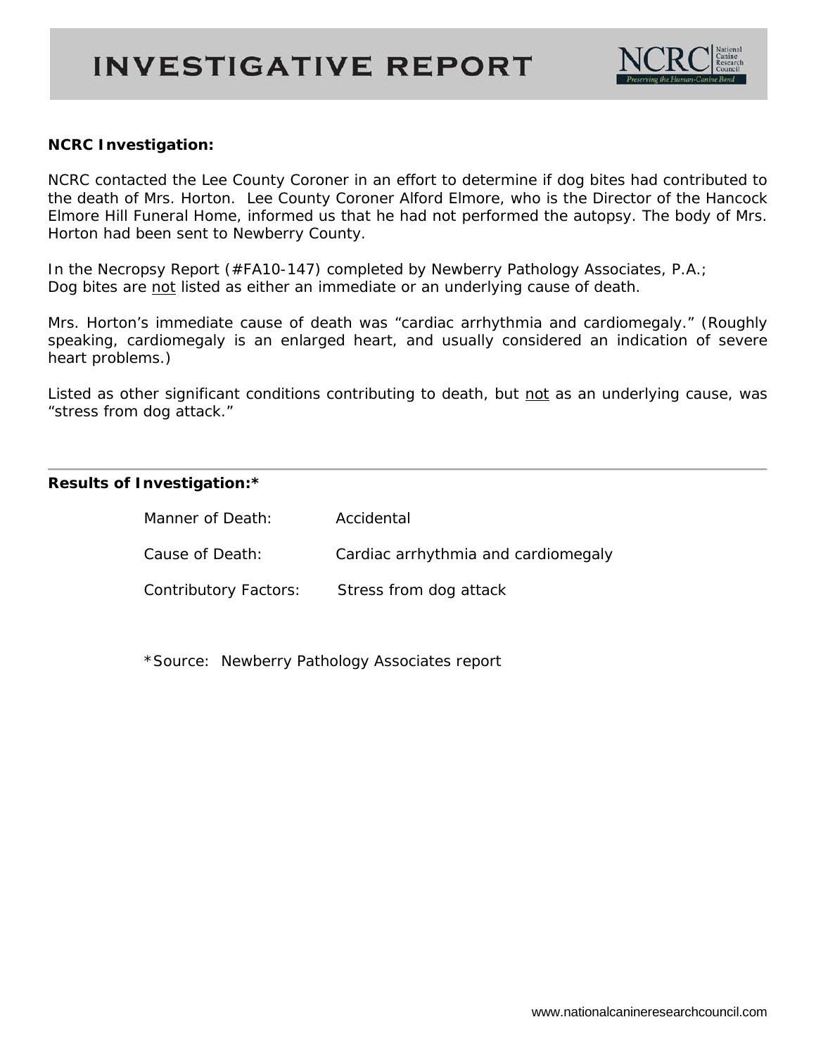**NCRC Investigation:**

NCRC contacted the Lee County Coroner in an effort to determine if dog bites had contributed to the death of Mrs. Horton. Lee County Coroner Alford Elmore, who is the Director of the Hancock Elmore Hill Funeral Home, informed us that he had not performed the autopsy. The body of Mrs. Horton had been sent to Newberry County.

In the Necropsy Report (#FA10-147) completed by Newberry Pathology Associates, P.A.; Dog bites are <u>not</u> listed as either an immediate or an underlying cause of death.

Mrs. Horton's immediate cause of death was "cardiac arrhythmia and cardiomegaly." (Roughly speaking, cardiomegaly is an enlarged heart, and usually considered an indication of severe heart problems.)

Listed as other significant conditions contributing to death, but <u>not</u> as an underlying cause, was "stress from dog attack."

---

**Results of Investigation:***

| | |
|---|---|
| Manner of Death: | Accidental |
| Cause of Death: | Cardiac arrhythmia and cardiomegaly |
| Contributory Factors: | Stress from dog attack |

*Source: Newberry Pathology Associates report